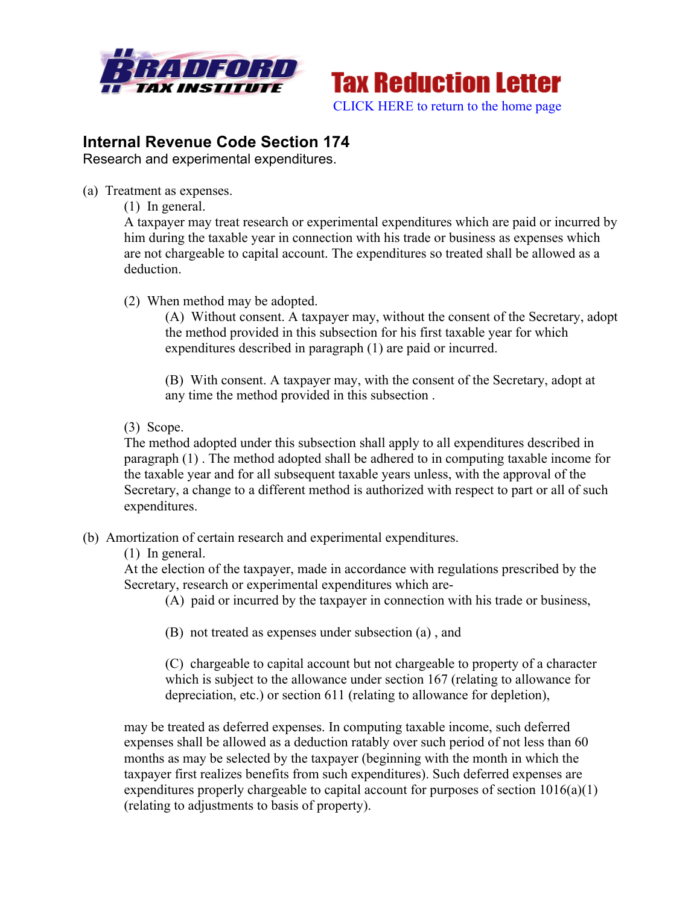**Tax Reduction Letter**

CLICK HERE to return to the home page

# Internal Revenue Code Section 174

Research and experimental expenditures.

(a) Treatment as expenses.

(1) In general.

A taxpayer may treat research or experimental expenditures which are paid or incurred by him during the taxable year in connection with his trade or business as expenses which are not chargeable to capital account. The expenditures so treated shall be allowed as a deduction.

(2) When method may be adopted.

(A) Without consent. A taxpayer may, without the consent of the Secretary, adopt the method provided in this subsection for his first taxable year for which expenditures described in paragraph (1) are paid or incurred.

(B) With consent. A taxpayer may, with the consent of the Secretary, adopt at any time the method provided in this subsection .

(3) Scope.

The method adopted under this subsection shall apply to all expenditures described in paragraph (1) . The method adopted shall be adhered to in computing taxable income for the taxable year and for all subsequent taxable years unless, with the approval of the Secretary, a change to a different method is authorized with respect to part or all of such expenditures.

(b) Amortization of certain research and experimental expenditures.

(1) In general.

At the election of the taxpayer, made in accordance with regulations prescribed by the Secretary, research or experimental expenditures which are-

(A) paid or incurred by the taxpayer in connection with his trade or business,

(B) not treated as expenses under subsection (a) , and

(C) chargeable to capital account but not chargeable to property of a character which is subject to the allowance under section 167 (relating to allowance for depreciation, etc.) or section 611 (relating to allowance for depletion),

may be treated as deferred expenses. In computing taxable income, such deferred expenses shall be allowed as a deduction ratably over such period of not less than 60 months as may be selected by the taxpayer (beginning with the month in which the taxpayer first realizes benefits from such expenditures). Such deferred expenses are expenditures properly chargeable to capital account for purposes of section 1016(a)(1) (relating to adjustments to basis of property).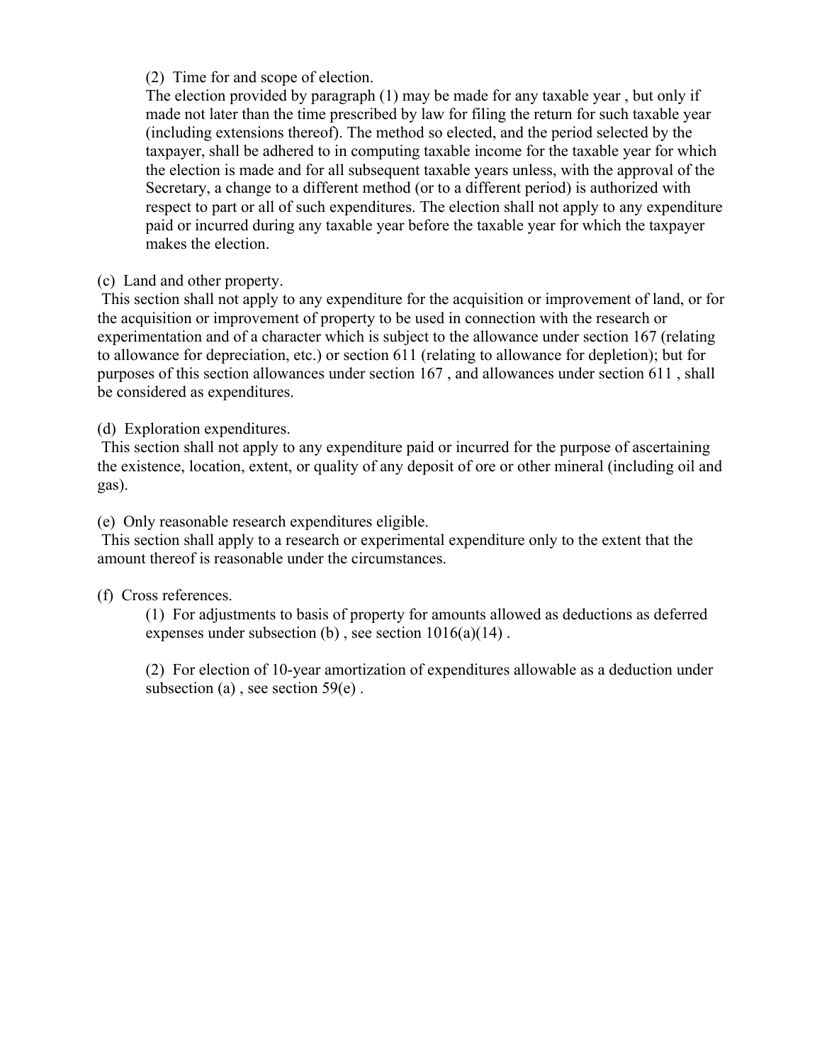(2) Time for and scope of election.

The election provided by paragraph (1) may be made for any taxable year , but only if made not later than the time prescribed by law for filing the return for such taxable year (including extensions thereof). The method so elected, and the period selected by the taxpayer, shall be adhered to in computing taxable income for the taxable year for which the election is made and for all subsequent taxable years unless, with the approval of the Secretary, a change to a different method (or to a different period) is authorized with respect to part or all of such expenditures. The election shall not apply to any expenditure paid or incurred during any taxable year before the taxable year for which the taxpayer makes the election.

(c) Land and other property.

This section shall not apply to any expenditure for the acquisition or improvement of land, or for the acquisition or improvement of property to be used in connection with the research or experimentation and of a character which is subject to the allowance under section 167 (relating to allowance for depreciation, etc.) or section 611 (relating to allowance for depletion); but for purposes of this section allowances under section 167 , and allowances under section 611 , shall be considered as expenditures.

(d) Exploration expenditures.

This section shall not apply to any expenditure paid or incurred for the purpose of ascertaining the existence, location, extent, or quality of any deposit of ore or other mineral (including oil and gas).

(e) Only reasonable research expenditures eligible.

This section shall apply to a research or experimental expenditure only to the extent that the amount thereof is reasonable under the circumstances.

(f) Cross references.

(1) For adjustments to basis of property for amounts allowed as deductions as deferred expenses under subsection (b) , see section 1016(a)(14) .

(2) For election of 10-year amortization of expenditures allowable as a deduction under subsection (a) , see section 59(e) .